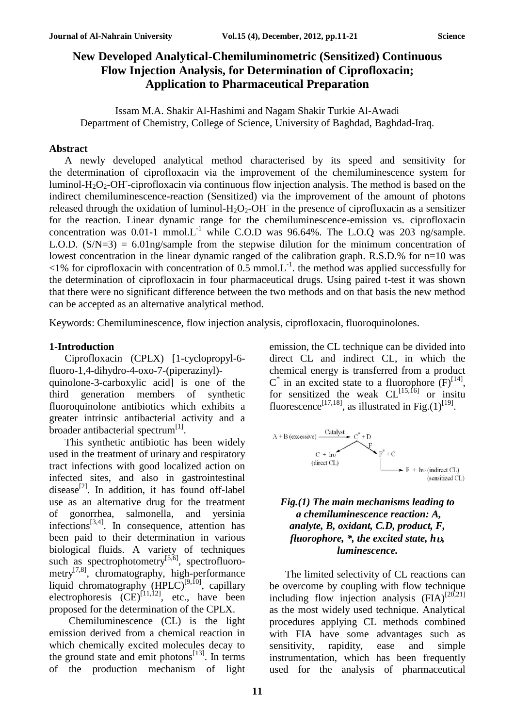# New Developed Analytical-Chemiluminometric (Sensitized) Continuous Flow Injection Analysis, for Determination of Ciprofloxacin; Application to Pharmaceutical Preparation

Issam M.A. Shakir Al-Hashimi and Nagam Shakir Turkie Al-Awadi
Department of Chemistry, College of Science, University of Baghdad, Baghdad-Iraq.

## Abstract

A newly developed analytical method characterised by its speed and sensitivity for the determination of ciprofloxacin via the improvement of the chemiluminescence system for luminol-$H_2O_2$-$OH^-$-ciprofloxacin via continuous flow injection analysis. The method is based on the indirect chemiluminescence-reaction (Sensitized) via the improvement of the amount of photons released through the oxidation of luminol-$H_2O_2$-$OH^-$ in the presence of ciprofloxacin as a sensitizer for the reaction. Linear dynamic range for the chemiluminescence-emission vs. ciprofloxacin concentration was 0.01-1 $mmol.L^{-1}$ while C.O.D was 96.64%. The L.O.Q was 203 ng/sample. L.O.D. (S/N=3) = 6.01ng/sample from the stepwise dilution for the minimum concentration of lowest concentration in the linear dynamic ranged of the calibration graph. R.S.D.% for n=10 was <1% for ciprofloxacin with concentration of 0.5 $mmol.L^{-1}$. the method was applied successfully for the determination of ciprofloxacin in four pharmaceutical drugs. Using paired t-test it was shown that there were no significant difference between the two methods and on that basis the new method can be accepted as an alternative analytical method.

Keywords: Chemiluminescence, flow injection analysis, ciprofloxacin, fluoroquinolones.

## 1-Introduction

Ciprofloxacin (CPLX) [1-cyclopropyl-6-fluoro-1,4-dihydro-4-oxo-7-(piperazinyl)-quinolone-3-carboxylic acid] is one of the third generation members of synthetic fluoroquinolone antibiotics which exhibits a greater intrinsic antibacterial activity and a broader antibacterial spectrum[1].

This synthetic antibiotic has been widely used in the treatment of urinary and respiratory tract infections with good localized action on infected sites, and also in gastrointestinal disease[2]. In addition, it has found off-label use as an alternative drug for the treatment of gonorrhea, salmonella, and yersinia infections[3,4]. In consequence, attention has been paid to their determination in various biological fluids. A variety of techniques such as spectrophotometry[5,6], spectrofluorometry[7,8], chromatography, high-performance liquid chromatography (HPLC)[9,10], capillary electrophoresis (CE)[11,12], etc., have been proposed for the determination of the CPLX.

Chemiluminescence (CL) is the light emission derived from a chemical reaction in which chemically excited molecules decay to the ground state and emit photons[13]. In terms of the production mechanism of light emission, the CL technique can be divided into direct CL and indirect CL, in which the chemical energy is transferred from a product $C^*$ in an excited state to a fluorophore (F)[14], for sensitized the weak CL[15,16] or insitu fluorescence[17,18], as illustrated in Fig.(1)[19].

$$A + B\ (\text{excessive}) \xrightarrow{\text{Catalyst}} C^* + D$$

$$C^* \rightarrow C + h\upsilon\ (\text{direct CL})$$

$$C^* + F \rightarrow F^* + C \rightarrow F + h\upsilon\ (\text{indirect CL}) \ (\text{sensitized CL})$$

***Fig.(1) The main mechanisms leading to a chemiluminescence reaction: A, analyte, B, oxidant, C.D, product, F, fluorophore, \*, the excited state, hυ, luminescence.***

The limited selectivity of CL reactions can be overcome by coupling with flow technique including flow injection analysis (FIA)[20,21] as the most widely used technique. Analytical procedures applying CL methods combined with FIA have some advantages such as sensitivity, rapidity, ease and simple instrumentation, which has been frequently used for the analysis of pharmaceutical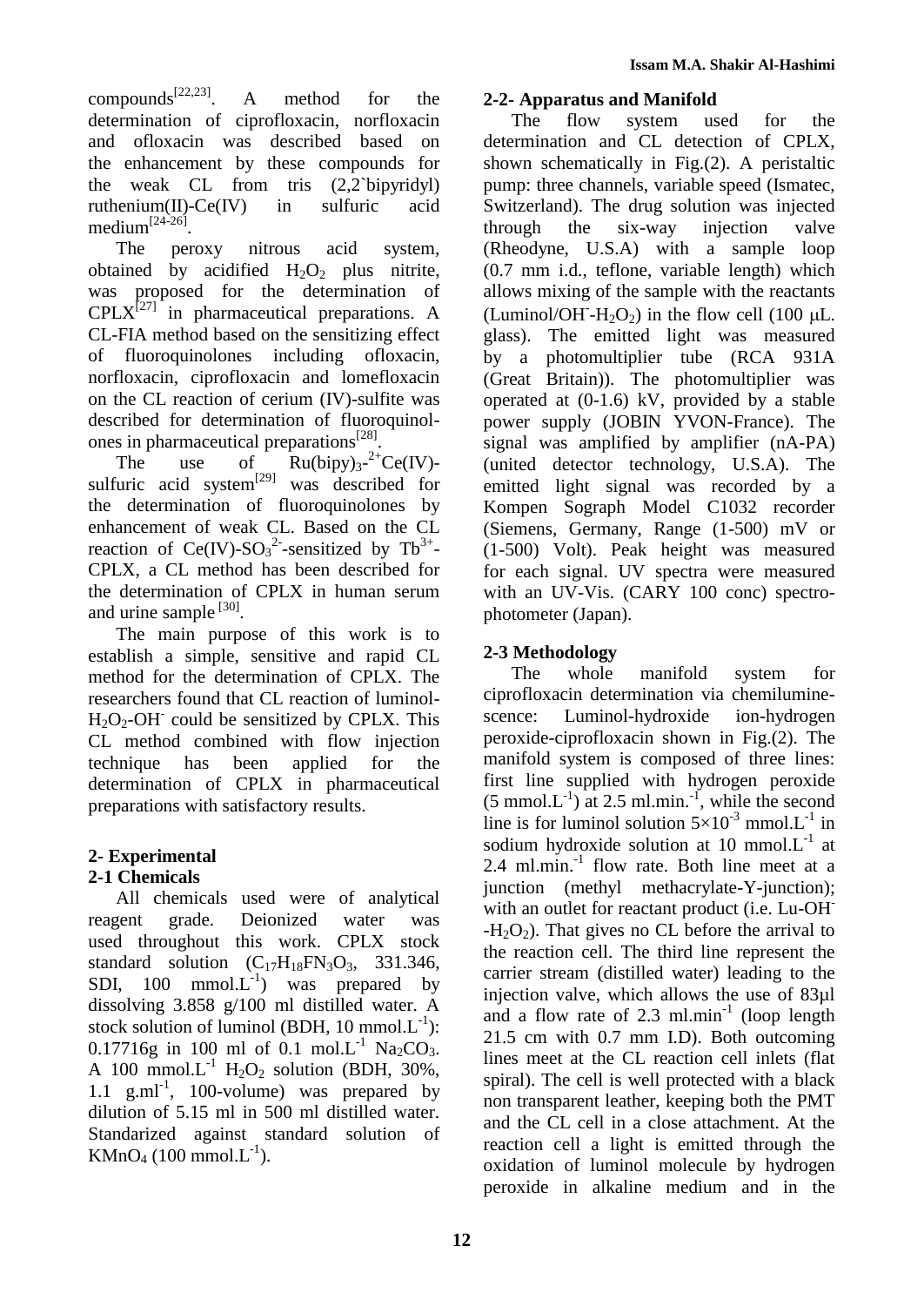compounds[22,23]. A method for the determination of ciprofloxacin, norfloxacin and ofloxacin was described based on the enhancement by these compounds for the weak CL from tris (2,2`bipyridyl) ruthenium(II)-Ce(IV) in sulfuric acid medium[24-26].

The peroxy nitrous acid system, obtained by acidified $H_2O_2$ plus nitrite, was proposed for the determination of CPLX[27] in pharmaceutical preparations. A CL-FIA method based on the sensitizing effect of fluoroquinolones including ofloxacin, norfloxacin, ciprofloxacin and lomefloxacin on the CL reaction of cerium (IV)-sulfite was described for determination of fluoroquinolones in pharmaceutical preparations[28].

The use of $Ru(bipy)_3$-$^{2+}$Ce(IV)-sulfuric acid system[29] was described for the determination of fluoroquinolones by enhancement of weak CL. Based on the CL reaction of Ce(IV)-$SO_3^{2-}$-sensitized by $Tb^{3+}$-CPLX, a CL method has been described for the determination of CPLX in human serum and urine sample [30].

The main purpose of this work is to establish a simple, sensitive and rapid CL method for the determination of CPLX. The researchers found that CL reaction of luminol-$H_2O_2$-$OH^-$ could be sensitized by CPLX. This CL method combined with flow injection technique has been applied for the determination of CPLX in pharmaceutical preparations with satisfactory results.

## 2- Experimental

### 2-1 Chemicals

All chemicals used were of analytical reagent grade. Deionized water was used throughout this work. CPLX stock standard solution ($C_{17}H_{18}FN_3O_3$, 331.346, SDI, 100 $mmol.L^{-1}$) was prepared by dissolving 3.858 g/100 ml distilled water. A stock solution of luminol (BDH, 10 $mmol.L^{-1}$): 0.17716g in 100 ml of 0.1 $mol.L^{-1}$ $Na_2CO_3$. A 100 $mmol.L^{-1}$ $H_2O_2$ solution (BDH, 30%, 1.1 $g.ml^{-1}$, 100-volume) was prepared by dilution of 5.15 ml in 500 ml distilled water. Standarized against standard solution of $KMnO_4$ (100 $mmol.L^{-1}$).

### 2-2- Apparatus and Manifold

The flow system used for the determination and CL detection of CPLX, shown schematically in Fig.(2). A peristaltic pump: three channels, variable speed (Ismatec, Switzerland). The drug solution was injected through the six-way injection valve (Rheodyne, U.S.A) with a sample loop (0.7 mm i.d., teflone, variable length) which allows mixing of the sample with the reactants (Luminol/$OH^-$-$H_2O_2$) in the flow cell (100 μL. glass). The emitted light was measured by a photomultiplier tube (RCA 931A (Great Britain)). The photomultiplier was operated at (0-1.6) kV, provided by a stable power supply (JOBIN YVON-France). The signal was amplified by amplifier (nA-PA) (united detector technology, U.S.A). The emitted light signal was recorded by a Kompen Sograph Model C1032 recorder (Siemens, Germany, Range (1-500) mV or (1-500) Volt). Peak height was measured for each signal. UV spectra were measured with an UV-Vis. (CARY 100 conc) spectrophotometer (Japan).

### 2-3 Methodology

The whole manifold system for ciprofloxacin determination via chemiluminescence: Luminol-hydroxide ion-hydrogen peroxide-ciprofloxacin shown in Fig.(2). The manifold system is composed of three lines: first line supplied with hydrogen peroxide (5 $mmol.L^{-1}$) at 2.5 $ml.min.^{-1}$, while the second line is for luminol solution $5\times10^{-3}$ $mmol.L^{-1}$ in sodium hydroxide solution at 10 $mmol.L^{-1}$ at 2.4 $ml.min.^{-1}$ flow rate. Both line meet at a junction (methyl methacrylate-Y-junction); with an outlet for reactant product (i.e. Lu-$OH^-$-$H_2O_2$). That gives no CL before the arrival to the reaction cell. The third line represent the carrier stream (distilled water) leading to the injection valve, which allows the use of 83μl and a flow rate of 2.3 $ml.min^{-1}$ (loop length 21.5 cm with 0.7 mm I.D). Both outcoming lines meet at the CL reaction cell inlets (flat spiral). The cell is well protected with a black non transparent leather, keeping both the PMT and the CL cell in a close attachment. At the reaction cell a light is emitted through the oxidation of luminol molecule by hydrogen peroxide in alkaline medium and in the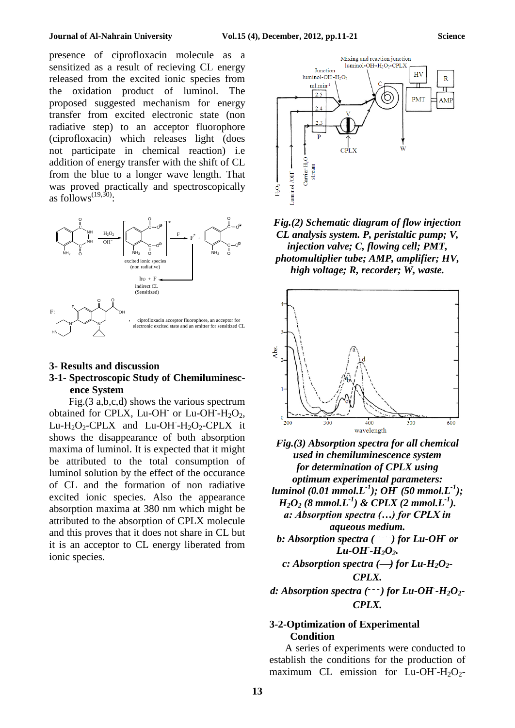presence of ciprofloxacin molecule as a sensitized as a result of recieving CL energy released from the excited ionic species from the oxidation product of luminol. The proposed suggested mechanism for energy transfer from excited electronic state (non radiative step) to an acceptor fluorophore (ciprofloxacin) which releases light (does not participate in chemical reaction) i.e addition of energy transfer with the shift of CL from the blue to a longer wave length. That was proved practically and spectroscopically as follows[19,30]:

excited ionic species (non radiative)

$h\upsilon$ + F
indirect CL (Sensitized)

F: ciprofloxacin acceptor fluorophore, an acceptor for electronic excited state and an emitter for sensitized CL

## 3- Results and discussion

### 3-1- Spectroscopic Study of Chemiluminescence System

Fig.(3 a,b,c,d) shows the various spectrum obtained for CPLX, Lu-$OH^-$ or Lu-$OH^-$-$H_2O_2$, Lu-$H_2O_2$-CPLX and Lu-$OH^-$-$H_2O_2$-CPLX it shows the disappearance of both absorption maxima of luminol. It is expected that it might be attributed to the total consumption of luminol solution by the effect of the occurance of CL and the formation of non radiative excited ionic species. Also the appearance absorption maxima at 380 nm which might be attributed to the absorption of CPLX molecule and this proves that it does not share in CL but it is an acceptor to CL energy liberated from ionic species.

***Fig.(2) Schematic diagram of flow injection CL analysis system. P, peristaltic pump; V, injection valve; C, flowing cell; PMT, photomultiplier tube; AMP, amplifier; HV, high voltage; R, recorder; W, waste.***

***Fig.(3) Absorption spectra for all chemical used in chemiluminescence system for determination of CPLX using optimum experimental parameters: luminol (0.01 mmol.$L^{-1}$); $OH^-$ (50 mmol.$L^{-1}$); $H_2O_2$ (8 mmol.$L^{-1}$) & CPLX (2 mmol.$L^{-1}$).***
***a: Absorption spectra (…) for CPLX in aqueous medium.***
***b: Absorption spectra (-·-·-) for Lu-$OH^-$ or Lu-$OH^-$-$H_2O_2$.***
***c: Absorption spectra (—) for Lu-$H_2O_2$-CPLX.***
***d: Absorption spectra (- - -) for Lu-$OH^-$-$H_2O_2$-CPLX.***

### 3-2-Optimization of Experimental Condition

A series of experiments were conducted to establish the conditions for the production of maximum CL emission for Lu-$OH^-$-$H_2O_2$-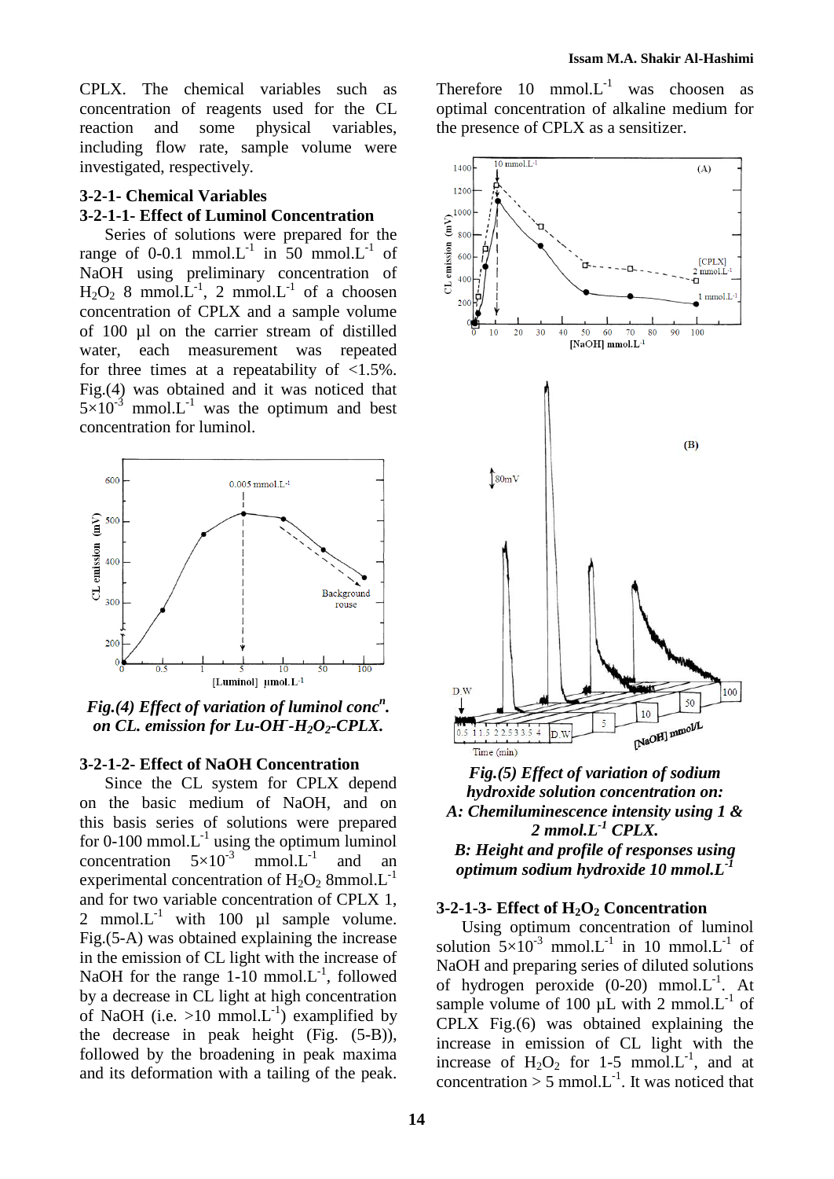CPLX. The chemical variables such as concentration of reagents used for the CL reaction and some physical variables, including flow rate, sample volume were investigated, respectively.

### 3-2-1- Chemical Variables

#### 3-2-1-1- Effect of Luminol Concentration

Series of solutions were prepared for the range of 0-0.1 $mmol.L^{-1}$ in 50 $mmol.L^{-1}$ of NaOH using preliminary concentration of $H_2O_2$ 8 $mmol.L^{-1}$, 2 $mmol.L^{-1}$ of a choosen concentration of CPLX and a sample volume of 100 µl on the carrier stream of distilled water, each measurement was repeated for three times at a repeatability of <1.5%. Fig.(4) was obtained and it was noticed that $5\times10^{-3}$ $mmol.L^{-1}$ was the optimum and best concentration for luminol.

***Fig.(4) Effect of variation of luminol conc$^{n}$. on CL. emission for Lu-OH$^{-}$-$H_2O_2$-CPLX.***

#### 3-2-1-2- Effect of NaOH Concentration

Since the CL system for CPLX depend on the basic medium of NaOH, and on this basis series of solutions were prepared for 0-100 $mmol.L^{-1}$ using the optimum luminol concentration $5\times10^{-3}$ $mmol.L^{-1}$ and an experimental concentration of $H_2O_2$ 8$mmol.L^{-1}$ and for two variable concentration of CPLX 1, 2 $mmol.L^{-1}$ with 100 µl sample volume. Fig.(5-A) was obtained explaining the increase in the emission of CL light with the increase of NaOH for the range 1-10 $mmol.L^{-1}$, followed by a decrease in CL light at high concentration of NaOH (i.e. >10 $mmol.L^{-1}$) examplified by the decrease in peak height (Fig. (5-B)), followed by the broadening in peak maxima and its deformation with a tailing of the peak. Therefore 10 $mmol.L^{-1}$ was choosen as optimal concentration of alkaline medium for the presence of CPLX as a sensitizer.

***Fig.(5) Effect of variation of sodium hydroxide solution concentration on:***
***A: Chemiluminescence intensity using 1 & 2 $mmol.L^{-1}$ CPLX.***
***B: Height and profile of responses using optimum sodium hydroxide 10 $mmol.L^{-1}$***

#### 3-2-1-3- Effect of $H_2O_2$ Concentration

Using optimum concentration of luminol solution $5\times10^{-3}$ $mmol.L^{-1}$ in 10 $mmol.L^{-1}$ of NaOH and preparing series of diluted solutions of hydrogen peroxide (0-20) $mmol.L^{-1}$. At sample volume of 100 µL with 2 $mmol.L^{-1}$ of CPLX Fig.(6) was obtained explaining the increase in emission of CL light with the increase of $H_2O_2$ for 1-5 $mmol.L^{-1}$, and at concentration > 5 $mmol.L^{-1}$. It was noticed that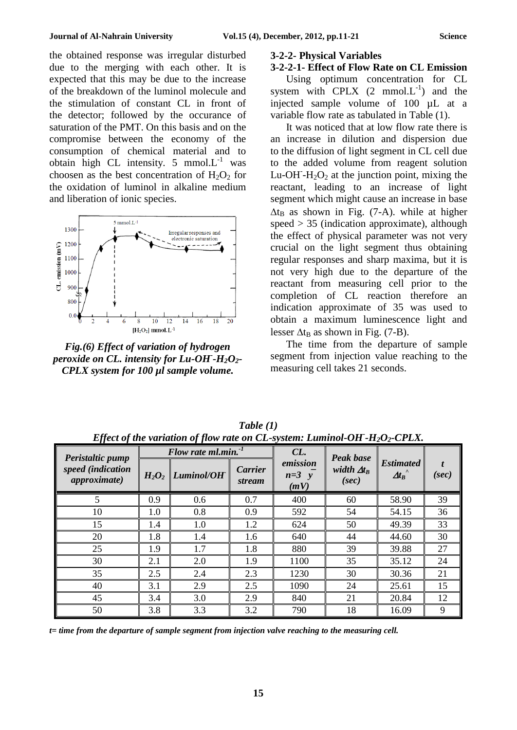the obtained response was irregular disturbed due to the merging with each other. It is expected that this may be due to the increase of the breakdown of the luminol molecule and the stimulation of constant CL in front of the detector; followed by the occurance of saturation of the PMT. On this basis and on the compromise between the economy of the consumption of chemical material and to obtain high CL intensity. 5 mmol.L$^{-1}$ was choosen as the best concentration of $H_2O_2$ for the oxidation of luminol in alkaline medium and liberation of ionic species.

*Fig.(6) Effect of variation of hydrogen peroxide on CL. intensity for Lu-OH$^-$-$H_2O_2$-CPLX system for 100 µl sample volume.*

### 3-2-2- Physical Variables

### 3-2-2-1- Effect of Flow Rate on CL Emission

Using optimum concentration for CL system with CPLX (2 mmol.L$^{-1}$) and the injected sample volume of 100 µL at a variable flow rate as tabulated in Table (1).

It was noticed that at low flow rate there is an increase in dilution and dispersion due to the diffusion of light segment in CL cell due to the added volume from reagent solution Lu-OH$^-$-$H_2O_2$ at the junction point, mixing the reactant, leading to an increase of light segment which might cause an increase in base $\Delta t_B$ as shown in Fig. (7-A). while at higher speed > 35 (indication approximate), although the effect of physical parameter was not very crucial on the light segment thus obtaining regular responses and sharp maxima, but it is not very high due to the departure of the reactant from measuring cell prior to the completion of CL reaction therefore an indication approximate of 35 was used to obtain a maximum luminescence light and lesser $\Delta t_B$ as shown in Fig. (7-B).

The time from the departure of sample segment from injection value reaching to the measuring cell takes 21 seconds.

*Table (1)*
*Effect of the variation of flow rate on CL-system: Luminol-OH$^-$-$H_2O_2$-CPLX.*

| Peristaltic pump speed (indication approximate) | Flow rate ml.min.$^{-1}$ | | | CL. emission n=3 $\bar{y}$ (mV) | Peak base width $\Delta t_B$ (sec) | Estimated $\hat{\Delta t_B}$ | t (sec) |
|---|---|---|---|---|---|---|---|
| | $H_2O_2$ | Luminol/OH$^-$ | Carrier stream | | | | |
| 5 | 0.9 | 0.6 | 0.7 | 400 | 60 | 58.90 | 39 |
| 10 | 1.0 | 0.8 | 0.9 | 592 | 54 | 54.15 | 36 |
| 15 | 1.4 | 1.0 | 1.2 | 624 | 50 | 49.39 | 33 |
| 20 | 1.8 | 1.4 | 1.6 | 640 | 44 | 44.60 | 30 |
| 25 | 1.9 | 1.7 | 1.8 | 880 | 39 | 39.88 | 27 |
| 30 | 2.1 | 2.0 | 1.9 | 1100 | 35 | 35.12 | 24 |
| 35 | 2.5 | 2.4 | 2.3 | 1230 | 30 | 30.36 | 21 |
| 40 | 3.1 | 2.9 | 2.5 | 1090 | 24 | 25.61 | 15 |
| 45 | 3.4 | 3.0 | 2.9 | 840 | 21 | 20.84 | 12 |
| 50 | 3.8 | 3.3 | 3.2 | 790 | 18 | 16.09 | 9 |

*t= time from the departure of sample segment from injection valve reaching to the measuring cell.*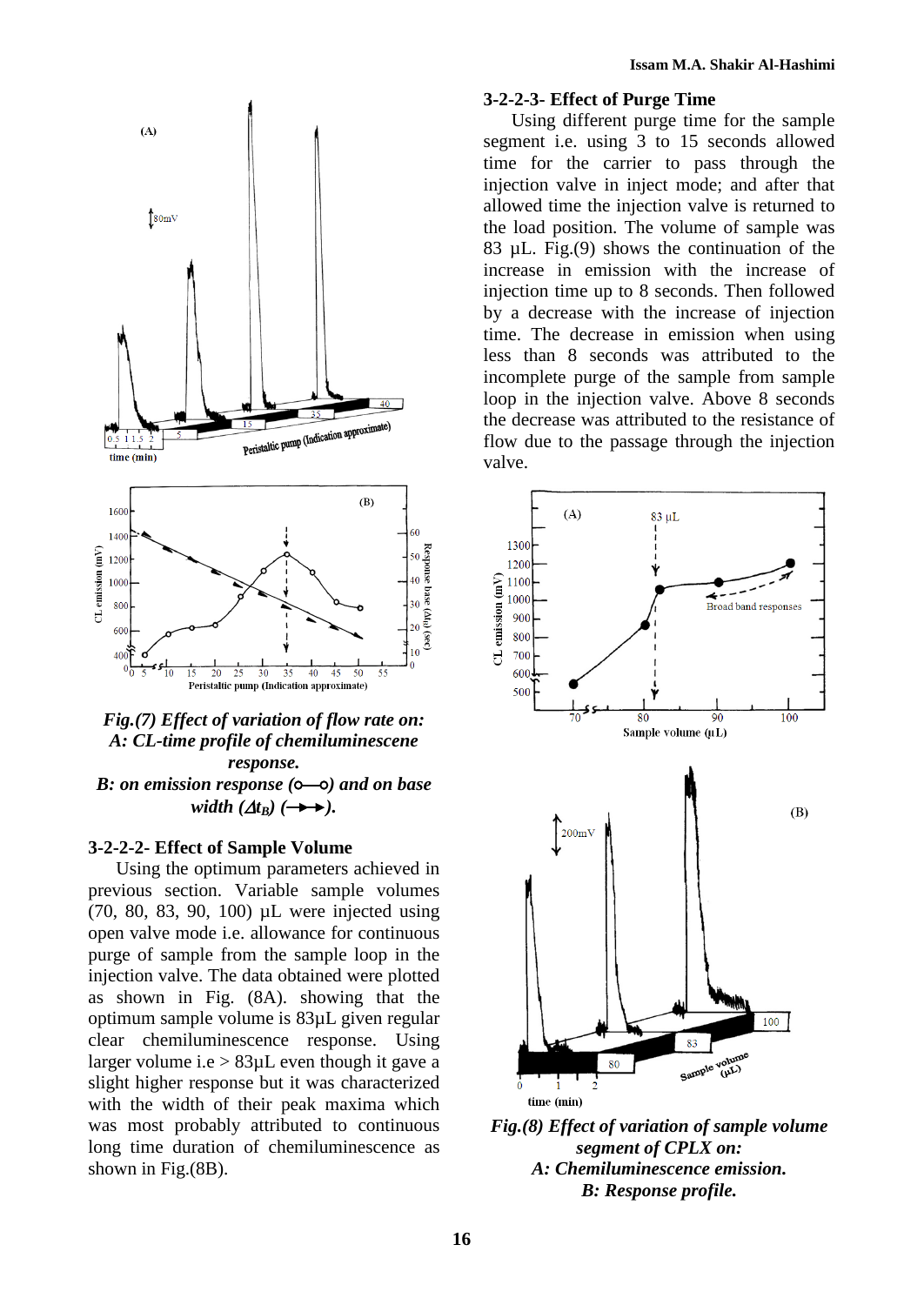*Fig.(7) Effect of variation of flow rate on:*
*A: CL-time profile of chemiluminescene response.*
*B: on emission response (o—o) and on base width ($\Delta t_B$) (→→).*

### 3-2-2-2- Effect of Sample Volume

Using the optimum parameters achieved in previous section. Variable sample volumes (70, 80, 83, 90, 100) µL were injected using open valve mode i.e. allowance for continuous purge of sample from the sample loop in the injection valve. The data obtained were plotted as shown in Fig. (8A). showing that the optimum sample volume is 83µL given regular clear chemiluminescence response. Using larger volume i.e > 83µL even though it gave a slight higher response but it was characterized with the width of their peak maxima which was most probably attributed to continuous long time duration of chemiluminescence as shown in Fig.(8B).

### 3-2-2-3- Effect of Purge Time

Using different purge time for the sample segment i.e. using 3 to 15 seconds allowed time for the carrier to pass through the injection valve in inject mode; and after that allowed time the injection valve is returned to the load position. The volume of sample was 83 µL. Fig.(9) shows the continuation of the increase in emission with the increase of injection time up to 8 seconds. Then followed by a decrease with the increase of injection time. The decrease in emission when using less than 8 seconds was attributed to the incomplete purge of the sample from sample loop in the injection valve. Above 8 seconds the decrease was attributed to the resistance of flow due to the passage through the injection valve.

*Fig.(8) Effect of variation of sample volume segment of CPLX on:*
*A: Chemiluminescence emission.*
*B: Response profile.*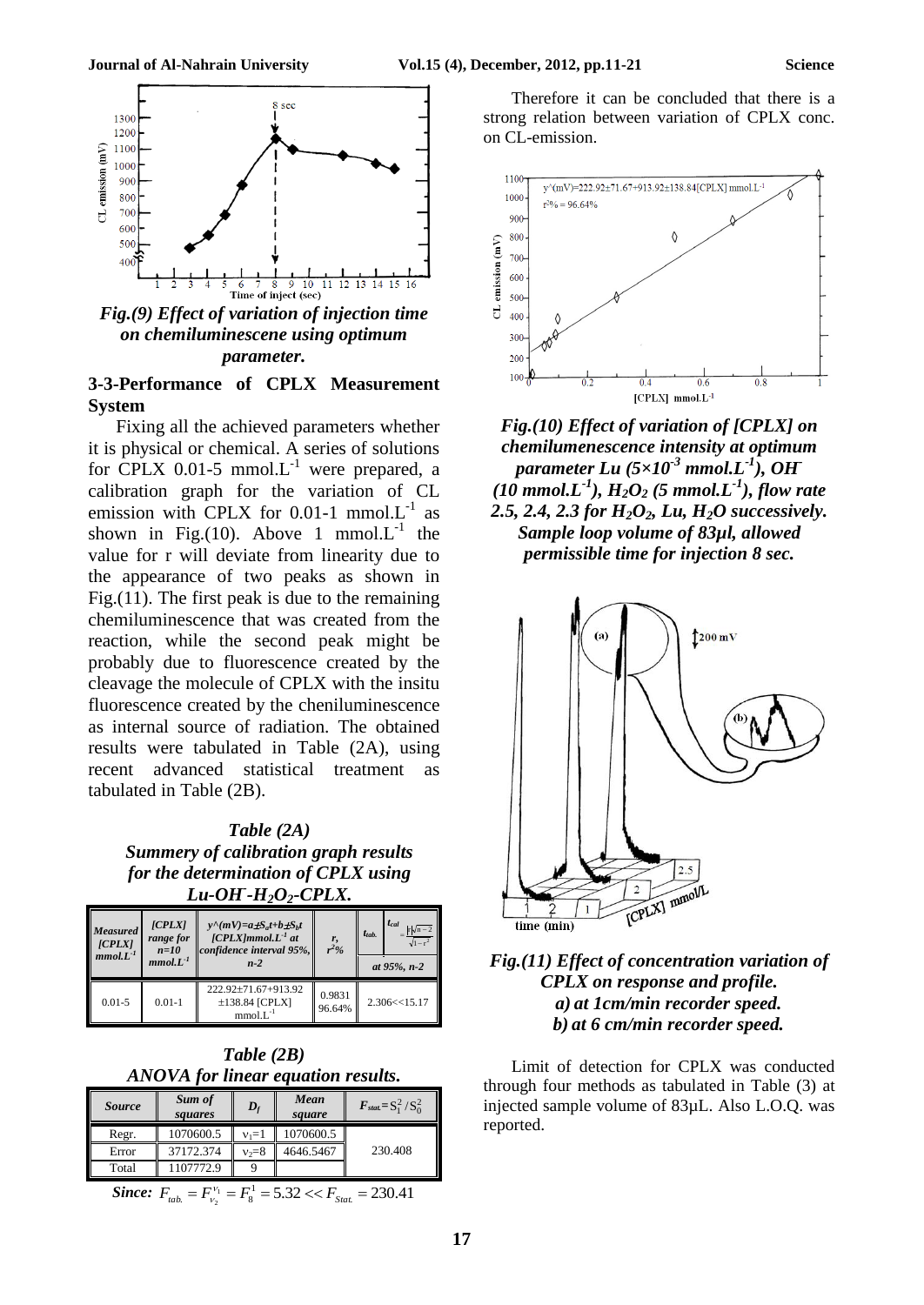*Fig.(9) Effect of variation of injection time on chemiluminescene using optimum parameter.*

## 3-3-Performance of CPLX Measurement System

Fixing all the achieved parameters whether it is physical or chemical. A series of solutions for CPLX 0.01-5 $mmol.L^{-1}$ were prepared, a calibration graph for the variation of CL emission with CPLX for 0.01-1 $mmol.L^{-1}$ as shown in Fig.(10). Above 1 $mmol.L^{-1}$ the value for r will deviate from linearity due to the appearance of two peaks as shown in Fig.(11). The first peak is due to the remaining chemiluminescence that was created from the reaction, while the second peak might be probably due to fluorescence created by the cleavage the molecule of CPLX with the insitu fluorescence created by the cheniluminescence as internal source of radiation. The obtained results were tabulated in Table (2A), using recent advanced statistical treatment as tabulated in Table (2B).

***Table (2A)***
***Summery of calibration graph results for the determination of CPLX using Lu-$OH^-$-$H_2O_2$-CPLX.***

| Measured [CPLX] $mmol.L^{-1}$ | [CPLX] range for n=10 $mmol.L^{-1}$ | $\hat{y}$(mV)=a±$S_a$t+b±$S_b$t [CPLX]$mmol.L^{-1}$ at confidence interval 95%, n-2 | r, $r^2$% | $t_{tab.}$ $\ll$ $t_{cal} = \frac{\lvert r \rvert \sqrt{n-2}}{\sqrt{1-r^2}}$ at 95%, n-2 |
|---|---|---|---|---|
| 0.01-5 | 0.01-1 | 222.92±71.67+913.92 ±138.84 [CPLX] $mmol.L^{-1}$ | 0.9831 96.64% | 2.306<<15.17 |

***Table (2B)***
***ANOVA for linear equation results.***

| Source | Sum of squares | $D_f$ | Mean square | $F_{stat.}=S_1^2/S_0^2$ |
|---|---|---|---|---|
| Regr. | 1070600.5 | $\nu_1$=1 | 1070600.5 | 230.408 |
| Error | 37172.374 | $\nu_2$=8 | 4646.5467 | |
| Total | 1107772.9 | 9 | | |

***Since:*** $F_{tab.} = F_{\nu_2}^{\nu_1} = F_8^1 = 5.32 << F_{Stat.} = 230.41$

Therefore it can be concluded that there is a strong relation between variation of CPLX conc. on CL-emission.

*Fig.(10) Effect of variation of [CPLX] on chemilumenescence intensity at optimum parameter Lu ($5\times10^{-3}$ $mmol.L^{-1}$), $OH^-$ (10 $mmol.L^{-1}$), $H_2O_2$ (5 $mmol.L^{-1}$), flow rate 2.5, 2.4, 2.3 for $H_2O_2$, Lu, $H_2O$ successively. Sample loop volume of 83µl, allowed permissible time for injection 8 sec.*

*Fig.(11) Effect of concentration variation of CPLX on response and profile.*
*a) at 1cm/min recorder speed.*
*b) at 6 cm/min recorder speed.*

Limit of detection for CPLX was conducted through four methods as tabulated in Table (3) at injected sample volume of 83µL. Also L.O.Q. was reported.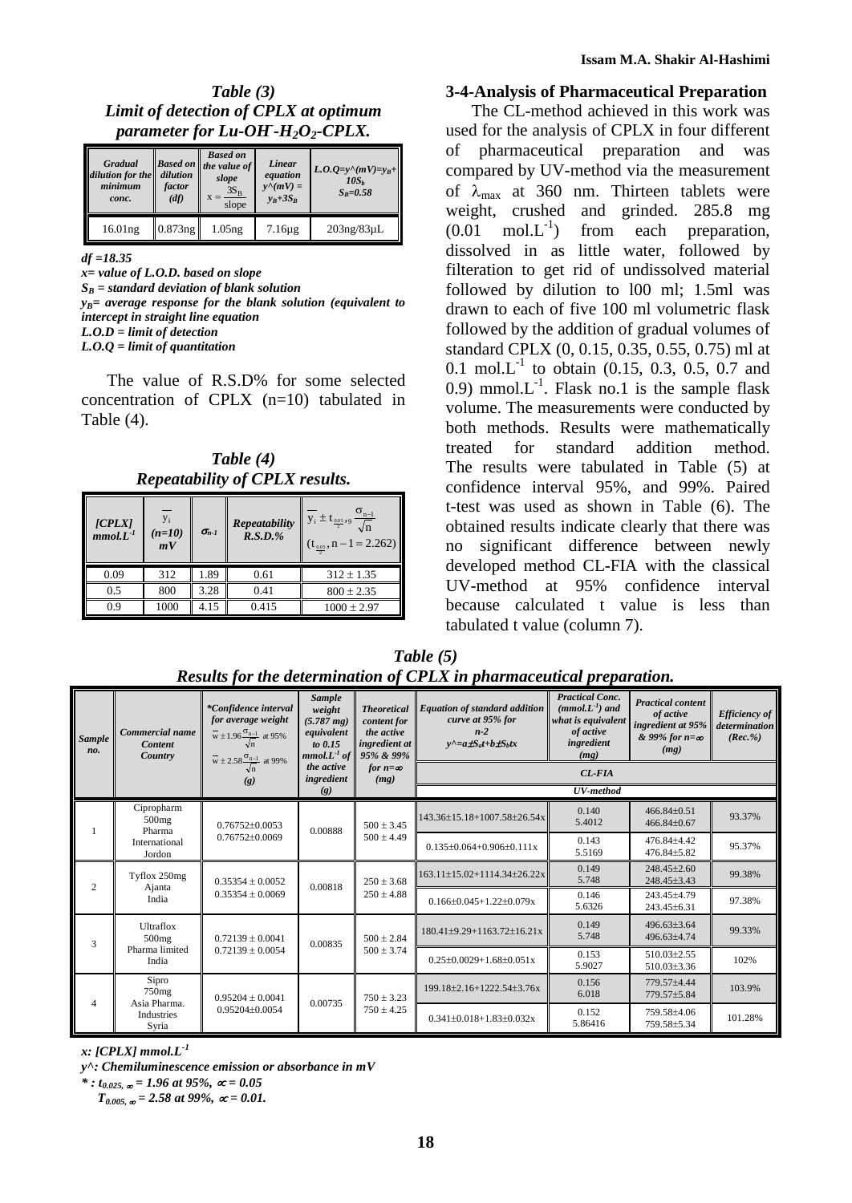*Table (3)*
***Limit of detection of CPLX at optimum parameter for Lu-OH⁻-H₂O₂-CPLX.***

| *Gradual dilution for the minimum conc.* | *Based on dilution factor (df)* | *Based on the value of slope* $x = \frac{3S_B}{slope}$ | *Linear equation* $y^{\wedge}(mV) = y_B+3S_B$ | *L.O.Q=$y^{\wedge}(mV)=y_B+10S_b$* $S_B=0.58$ |
|---|---|---|---|---|
| 16.01ng | 0.873ng | 1.05ng | 7.16µg | 203ng/83µL |

***df =18.35***
***x= value of L.O.D. based on slope***
***$S_B$ = standard deviation of blank solution***
***$y_B$= average response for the blank solution (equivalent to intercept in straight line equation***
***L.O.D = limit of detection***
***L.O.Q = limit of quantitation***

The value of R.S.D% for some selected concentration of CPLX (n=10) tabulated in Table (4).

*Table (4)*
***Repeatability of CPLX results.***

| *[CPLX] mmol.L⁻¹* | $\bar{y}_i$ *(n=10) mV* | $\sigma_{n-1}$ | *Repeatability R.S.D.%* | $\bar{y}_i \pm t_{\frac{0.05}{2},9}\frac{\sigma_{n-1}}{\sqrt{n}}$ $(t_{\frac{0.05}{2}}, n-1 = 2.262)$ |
|---|---|---|---|---|
| 0.09 | 312 | 1.89 | 0.61 | 312 ± 1.35 |
| 0.5 | 800 | 3.28 | 0.41 | 800 ± 2.35 |
| 0.9 | 1000 | 4.15 | 0.415 | 1000 ± 2.97 |

## 3-4-Analysis of Pharmaceutical Preparation

The CL-method achieved in this work was used for the analysis of CPLX in four different of pharmaceutical preparation and was compared by UV-method via the measurement of $\lambda_{max}$ at 360 nm. Thirteen tablets were weight, crushed and grinded. 285.8 mg (0.01 mol.L⁻¹) from each preparation, dissolved in as little water, followed by filteration to get rid of undissolved material followed by dilution to l00 ml; 1.5ml was drawn to each of five 100 ml volumetric flask followed by the addition of gradual volumes of standard CPLX (0, 0.15, 0.35, 0.55, 0.75) ml at 0.1 mol.L⁻¹ to obtain (0.15, 0.3, 0.5, 0.7 and 0.9) mmol.L⁻¹. Flask no.1 is the sample flask volume. The measurements were conducted by both methods. Results were mathematically treated for standard addition method. The results were tabulated in Table (5) at confidence interval 95%, and 99%. Paired t-test was used as shown in Table (6). The obtained results indicate clearly that there was no significant difference between newly developed method CL-FIA with the classical UV-method at 95% confidence interval because calculated t value is less than tabulated t value (column 7).

*Table (5)*
***Results for the determination of CPLX in pharmaceutical preparation.***

| *Sample no.* | *Commercial name Content Country* | *\*Confidence interval for average weight* $\bar{w} \pm 1.96\frac{\sigma_{n-1}}{\sqrt{n}}$ at 95% $\bar{w} \pm 2.58\frac{\sigma_{n-1}}{\sqrt{n}}$ at 99% *(g)* | *Sample weight (5.787 mg) equivalent to 0.15 mmol.L⁻¹ of the active ingredient (g)* | *Theoretical content for the active ingredient at 95% & 99% for n=∞ (mg)* | *Equation of standard addition curve at 95% for n-2* $y^{\wedge}=a\pm S_at+b\pm S_btx$ | *Practical Conc. (mmol.L⁻¹) and what is equivalent of active ingredient (mg)* | *Practical content of active ingredient at 95% & 99% for n=∞ (mg)* | *Efficiency of determination (Rec.%)* |
|---|---|---|---|---|---|---|---|---|
| | | | | | *CL-FIA* / *UV-method* | | | |
| 1 | Cipropharm 500mg Pharma International Jordon | 0.76752±0.0053 0.76752±0.0069 | 0.00888 | 500 ± 3.45 500 ± 4.49 | 143.36±15.18+1007.58±26.54x | 0.140 5.4012 | 466.84±0.51 466.84±0.67 | 93.37% |
| | | | | | 0.135±0.064+0.906±0.111x | 0.143 5.5169 | 476.84±4.42 476.84±5.82 | 95.37% |
| 2 | Tyflox 250mg Ajanta India | 0.35354 ± 0.0052 0.35354 ± 0.0069 | 0.00818 | 250 ± 3.68 250 ± 4.88 | 163.11±15.02+1114.34±26.22x | 0.149 5.748 | 248.45±2.60 248.45±3.43 | 99.38% |
| | | | | | 0.166±0.045+1.22±0.079x | 0.146 5.6326 | 243.45±4.79 243.45±6.31 | 97.38% |
| 3 | Ultraflox 500mg Pharma limited India | 0.72139 ± 0.0041 0.72139 ± 0.0054 | 0.00835 | 500 ± 2.84 500 ± 3.74 | 180.41±9.29+1163.72±16.21x | 0.149 5.748 | 496.63±3.64 496.63±4.74 | 99.33% |
| | | | | | 0.25±0.0029+1.68±0.051x | 0.153 5.9027 | 510.03±2.55 510.03±3.36 | 102% |
| 4 | Sipro 750mg Asia Pharma. Industries Syria | 0.95204 ± 0.0041 0.95204±0.0054 | 0.00735 | 750 ± 3.23 750 ± 4.25 | 199.18±2.16+1222.54±3.76x | 0.156 6.018 | 779.57±4.44 779.57±5.84 | 103.9% |
| | | | | | 0.341±0.018+1.83±0.032x | 0.152 5.86416 | 759.58±4.06 759.58±5.34 | 101.28% |

***x: [CPLX] mmol.L⁻¹***
***y^: Chemiluminescence emission or absorbance in mV***
***\* : $t_{0.025,\infty}$ = 1.96 at 95%, $\alpha$ = 0.05***
***$T_{0.005,\infty}$ = 2.58 at 99%, $\alpha$ = 0.01.***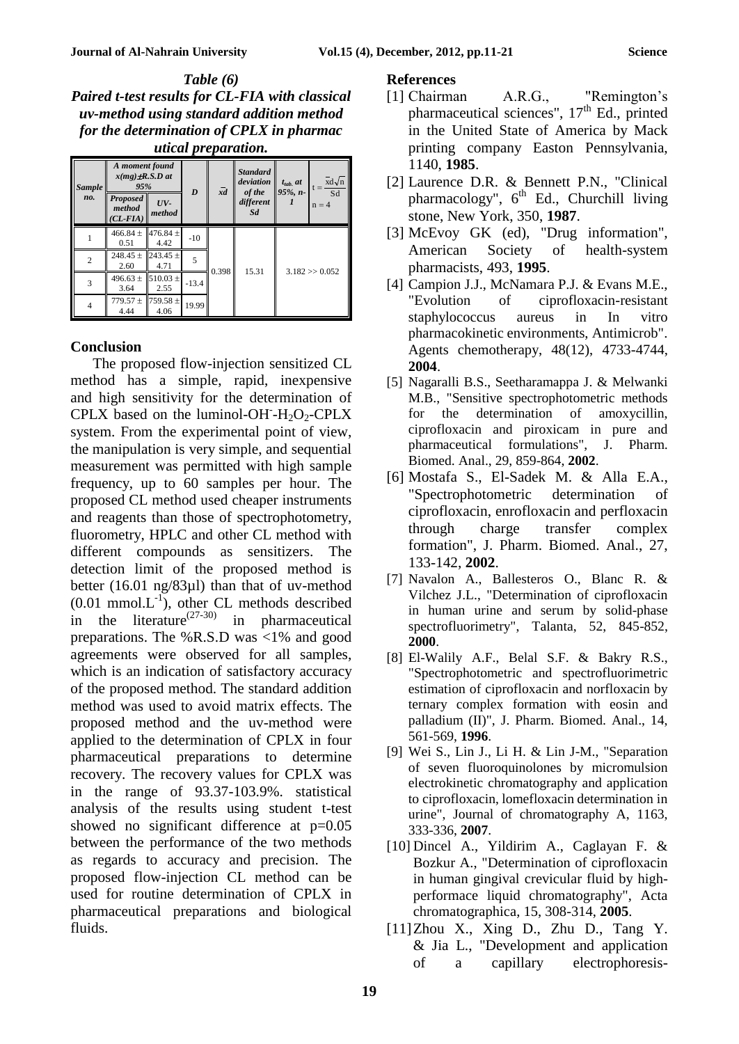*Table (6)*
***Paired t-test results for CL-FIA with classical uv-method using standard addition method for the determination of CPLX in pharmac utical preparation.***

| Sample no. | A moment found $x(mg)\pm$R.S.D at 95% | | D | $\bar{x}d$ | Standard deviation of the different Sd | $t_{tab.}$ at 95%, n-1 | $t=\frac{\bar{x}d\sqrt{n}}{Sd}$ n = 4 |
|---|---|---|---|---|---|---|---|
| | Proposed method (CL-FIA) | UV-method | | | | | |
| 1 | 466.84 ± 0.51 | 476.84 ± 4.42 | -10 | 0.398 | 15.31 | 3.182 >> 0.052 | |
| 2 | 248.45 ± 2.60 | 243.45 ± 4.71 | 5 | | | | |
| 3 | 496.63 ± 3.64 | 510.03 ± 2.55 | -13.4 | | | | |
| 4 | 779.57 ± 4.44 | 759.58 ± 4.06 | 19.99 | | | | |

## Conclusion

The proposed flow-injection sensitized CL method has a simple, rapid, inexpensive and high sensitivity for the determination of CPLX based on the luminol-$OH^-$-$H_2O_2$-CPLX system. From the experimental point of view, the manipulation is very simple, and sequential measurement was permitted with high sample frequency, up to 60 samples per hour. The proposed CL method used cheaper instruments and reagents than those of spectrophotometry, fluorometry, HPLC and other CL method with different compounds as sensitizers. The detection limit of the proposed method is better (16.01 ng/83µl) than that of uv-method (0.01 mmol.$L^{-1}$), other CL methods described in the literature[(27-30)] in pharmaceutical preparations. The %R.S.D was <1% and good agreements were observed for all samples, which is an indication of satisfactory accuracy of the proposed method. The standard addition method was used to avoid matrix effects. The proposed method and the uv-method were applied to the determination of CPLX in four pharmaceutical preparations to determine recovery. The recovery values for CPLX was in the range of 93.37-103.9%. statistical analysis of the results using student t-test showed no significant difference at p=0.05 between the performance of the two methods as regards to accuracy and precision. The proposed flow-injection CL method can be used for routine determination of CPLX in pharmaceutical preparations and biological fluids.

## References

[1] Chairman A.R.G., "Remington's pharmaceutical sciences", 17th Ed., printed in the United State of America by Mack printing company Easton Pennsylvania, 1140, **1985**.

[2] Laurence D.R. & Bennett P.N., "Clinical pharmacology", 6th Ed., Churchill living stone, New York, 350, **1987**.

[3] McEvoy GK (ed), "Drug information", American Society of health-system pharmacists, 493, **1995**.

[4] Campion J.J., McNamara P.J. & Evans M.E., "Evolution of ciprofloxacin-resistant staphylococcus aureus in In vitro pharmacokinetic environments, Antimicrob". Agents chemotherapy, 48(12), 4733-4744, **2004**.

[5] Nagaralli B.S., Seetharamappa J. & Melwanki M.B., "Sensitive spectrophotometric methods for the determination of amoxycillin, ciprofloxacin and piroxicam in pure and pharmaceutical formulations", J. Pharm. Biomed. Anal., 29, 859-864, **2002**.

[6] Mostafa S., El-Sadek M. & Alla E.A., "Spectrophotometric determination of ciprofloxacin, enrofloxacin and perfloxacin through charge transfer complex formation", J. Pharm. Biomed. Anal., 27, 133-142, **2002**.

[7] Navalon A., Ballesteros O., Blanc R. & Vilchez J.L., "Determination of ciprofloxacin in human urine and serum by solid-phase spectrofluorimetry", Talanta, 52, 845-852, **2000**.

[8] El-Walily A.F., Belal S.F. & Bakry R.S., "Spectrophotometric and spectrofluorimetric estimation of ciprofloxacin and norfloxacin by ternary complex formation with eosin and palladium (II)", J. Pharm. Biomed. Anal., 14, 561-569, **1996**.

[9] Wei S., Lin J., Li H. & Lin J-M., "Separation of seven fluoroquinolones by micromulsion electrokinetic chromatography and application to ciprofloxacin, lomefloxacin determination in urine", Journal of chromatography A, 1163, 333-336, **2007**.

[10] Dincel A., Yildirim A., Caglayan F. & Bozkur A., "Determination of ciprofloxacin in human gingival crevicular fluid by high-performace liquid chromatography", Acta chromatographica, 15, 308-314, **2005**.

[11] Zhou X., Xing D., Zhu D., Tang Y. & Jia L., "Development and application of a capillary electrophoresis-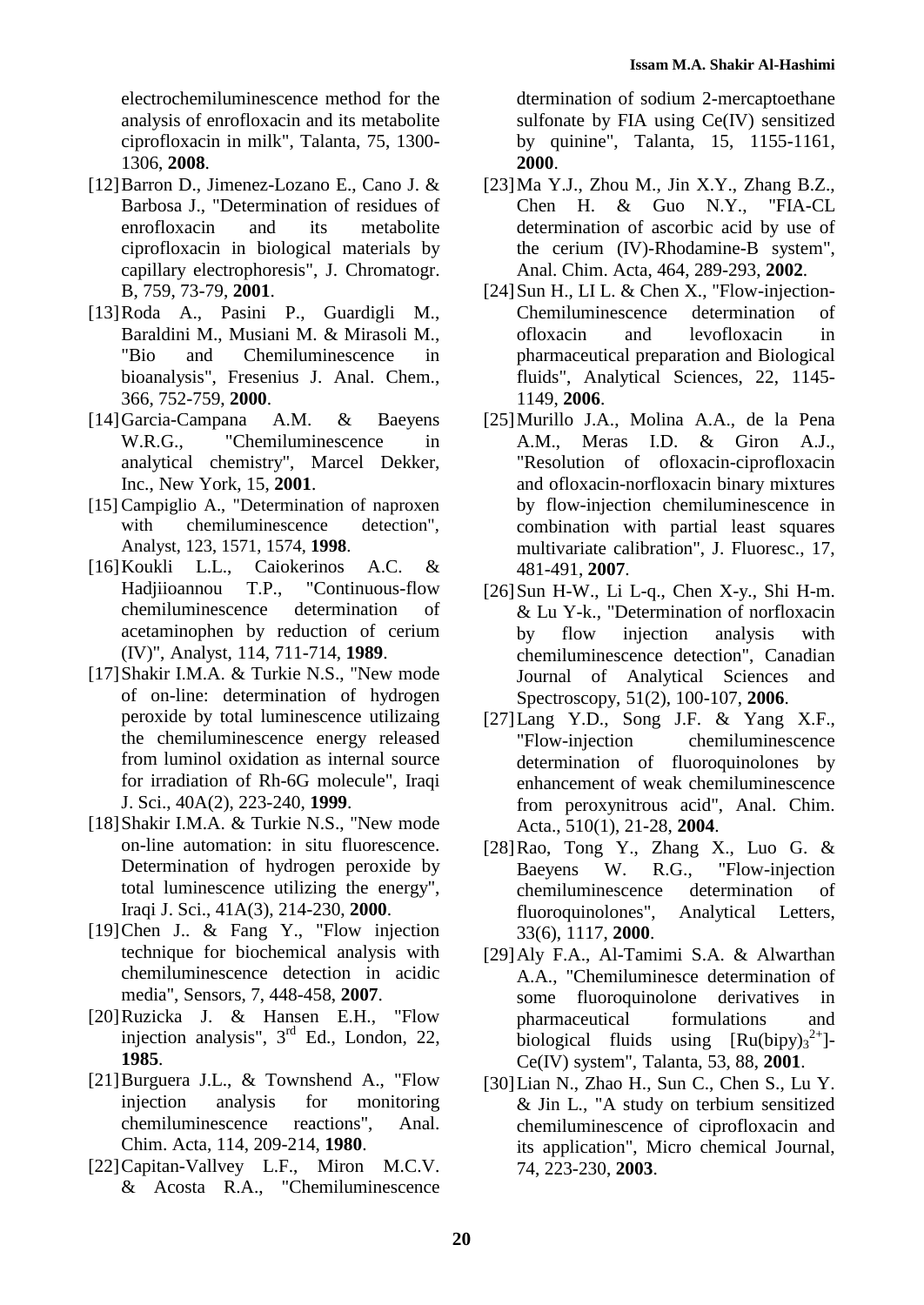electrochemiluminescence method for the analysis of enrofloxacin and its metabolite ciprofloxacin in milk", Talanta, 75, 1300-1306, **2008**.

[12] Barron D., Jimenez-Lozano E., Cano J. & Barbosa J., "Determination of residues of enrofloxacin and its metabolite ciprofloxacin in biological materials by capillary electrophoresis", J. Chromatogr. B, 759, 73-79, **2001**.

[13] Roda A., Pasini P., Guardigli M., Baraldini M., Musiani M. & Mirasoli M., "Bio and Chemiluminescence in bioanalysis", Fresenius J. Anal. Chem., 366, 752-759, **2000**.

[14] Garcia-Campana A.M. & Baeyens W.R.G., "Chemiluminescence in analytical chemistry", Marcel Dekker, Inc., New York, 15, **2001**.

[15] Campiglio A., "Determination of naproxen with chemiluminescence detection", Analyst, 123, 1571, 1574, **1998**.

[16] Koukli L.L., Caiokerinos A.C. & Hadjiioannou T.P., "Continuous-flow chemiluminescence determination of acetaminophen by reduction of cerium (IV)", Analyst, 114, 711-714, **1989**.

[17] Shakir I.M.A. & Turkie N.S., "New mode of on-line: determination of hydrogen peroxide by total luminescence utilizaing the chemiluminescence energy released from luminol oxidation as internal source for irradiation of Rh-6G molecule", Iraqi J. Sci., 40A(2), 223-240, **1999**.

[18] Shakir I.M.A. & Turkie N.S., "New mode on-line automation: in situ fluorescence. Determination of hydrogen peroxide by total luminescence utilizing the energy", Iraqi J. Sci., 41A(3), 214-230, **2000**.

[19] Chen J.. & Fang Y., "Flow injection technique for biochemical analysis with chemiluminescence detection in acidic media", Sensors, 7, 448-458, **2007**.

[20] Ruzicka J. & Hansen E.H., "Flow injection analysis", 3rd Ed., London, 22, **1985**.

[21] Burguera J.L., & Townshend A., "Flow injection analysis for monitoring chemiluminescence reactions", Anal. Chim. Acta, 114, 209-214, **1980**.

[22] Capitan-Vallvey L.F., Miron M.C.V. & Acosta R.A., "Chemiluminescence dtermination of sodium 2-mercaptoethane sulfonate by FIA using Ce(IV) sensitized by quinine", Talanta, 15, 1155-1161, **2000**.

[23] Ma Y.J., Zhou M., Jin X.Y., Zhang B.Z., Chen H. & Guo N.Y., "FIA-CL determination of ascorbic acid by use of the cerium (IV)-Rhodamine-B system", Anal. Chim. Acta, 464, 289-293, **2002**.

[24] Sun H., LI L. & Chen X., "Flow-injection-Chemiluminescence determination of ofloxacin and levofloxacin in pharmaceutical preparation and Biological fluids", Analytical Sciences, 22, 1145-1149, **2006**.

[25] Murillo J.A., Molina A.A., de la Pena A.M., Meras I.D. & Giron A.J., "Resolution of ofloxacin-ciprofloxacin and ofloxacin-norfloxacin binary mixtures by flow-injection chemiluminescence in combination with partial least squares multivariate calibration", J. Fluoresc., 17, 481-491, **2007**.

[26] Sun H-W., Li L-q., Chen X-y., Shi H-m. & Lu Y-k., "Determination of norfloxacin by flow injection analysis with chemiluminescence detection", Canadian Journal of Analytical Sciences and Spectroscopy, 51(2), 100-107, **2006**.

[27] Lang Y.D., Song J.F. & Yang X.F., "Flow-injection chemiluminescence determination of fluoroquinolones by enhancement of weak chemiluminescence from peroxynitrous acid", Anal. Chim. Acta., 510(1), 21-28, **2004**.

[28] Rao, Tong Y., Zhang X., Luo G. & Baeyens W. R.G., "Flow-injection chemiluminescence determination of fluoroquinolones", Analytical Letters, 33(6), 1117, **2000**.

[29] Aly F.A., Al-Tamimi S.A. & Alwarthan A.A., "Chemiluminesce determination of some fluoroquinolone derivatives in pharmaceutical formulations and biological fluids using $[Ru(bipy)_3^{2+}]$-Ce(IV) system", Talanta, 53, 88, **2001**.

[30] Lian N., Zhao H., Sun C., Chen S., Lu Y. & Jin L., "A study on terbium sensitized chemiluminescence of ciprofloxacin and its application", Micro chemical Journal, 74, 223-230, **2003**.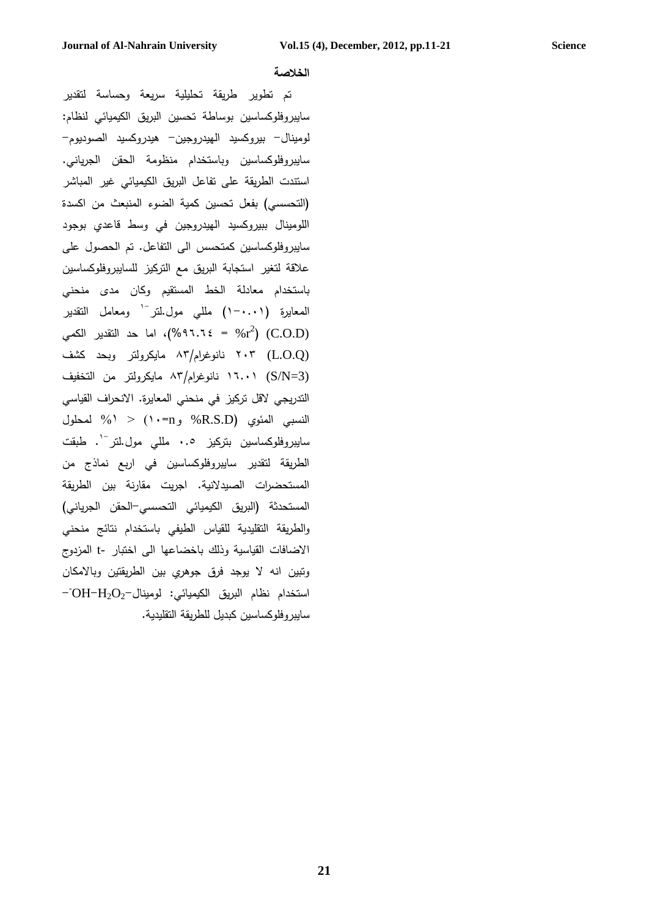## الخلاصة

تم تطوير طريقة تحليلية سريعة وحساسة لتقدير سايبروفلوكساسين بوساطة تحسين البريق الكيميائي لنظام: لومينال– بيروكسيد الهيدروجين– هيدروكسيد الصوديوم– سايبروفلوكساسين وباستخدام منظومة الحقن الجرياني. استندت الطريقة على تفاعل البريق الكيميائي غير المباشر (التحسسي) بفعل تحسين كمية الضوء المنبعث من اكسدة اللومينال ببيروكسيد الهيدروجين في وسط قاعدي بوجود سايبروفلوكساسين كمتحسس الى التفاعل. تم الحصول على علاقة لتغير استجابة البريق مع التركيز للسايبروفلوكساسين باستخدام معادلة الخط المستقيم وكان مدى منحني المعايرة (٠.٠١–١) مللي مول.لتر$^{-1}$ ومعامل التقدير (C.O.D) ($\%r^2$ = ٩٦.٦٤%)، اما حد التقدير الكمي (L.O.Q) ٢٠٣ نانوغرام/٨٣ مايكرولتر وبحد كشف (S/N=3) ١٦.٠١ نانوغرام/٨٣ مايكرولتر من التخفيف التدريجي لاقل تركيز في منحني المعايرة. الانحراف القياسي النسبي المئوي (%R.S.D و n=١٠) < ١% لمحلول سايبروفلوكساسين بتركيز ٠.٥ مللي مول.لتر$^{-1}$. طبقت الطريقة لتقدير سايبروفلوكساسين في اربع نماذج من المستحضرات الصيدلانية. اجريت مقارنة بين الطريقة المستحدثة (البريق الكيميائي التحسسي–الحقن الجرياني) والطريقة التقليدية للقياس الطيفي باستخدام نتائج منحني الاضافات القياسية وذلك باخضاعها الى اختبار t- المزدوج وتبين انه لا يوجد فرق جوهري بين الطريقتين وبالامكان استخدام نظام البريق الكيميائي: لومينال–$H_2O_2$–$OH^-$– سايبروفلوكساسين كبديل للطريقة التقليدية.